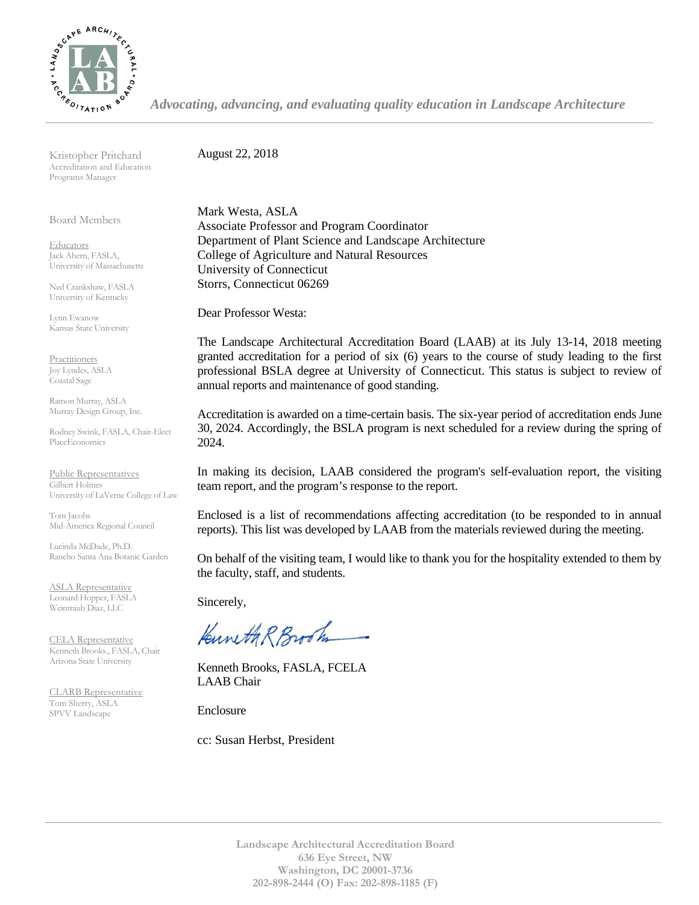LANDSCAPE ARCHITECTURAL ACCREDITATION BOARD

*Advocating, advancing, and evaluating quality education in Landscape Architecture*

Kristopher Pritchard
Accreditation and Education Programs Manager

Board Members

Educators
Jack Ahern, FASLA, University of Massachusetts

Ned Crankshaw, FASLA
University of Kentucky

Lynn Ewanow
Kansas State University

Practitioners
Joy Lyndes, ASLA
Coastal Sage

Ramon Murray, ASLA
Murray Design Group, Inc.

Rodney Swink, FASLA, Chair-Elect
PlaceEconomics

Public Representatives
Gilbert Holmes
University of LaVerne College of Law

Tom Jacobs
Mid-America Regional Council

Lucinda McDade, Ph.D.
Rancho Santa Ana Botanic Garden

ASLA Representative
Leonard Hopper, FASLA
Weintraub Diaz, LLC

CELA Representative
Kenneth Brooks., FASLA, Chair
Arizona State University

CLARB Representative
Tom Sherry, ASLA
SPVV Landscape

August 22, 2018

Mark Westa, ASLA
Associate Professor and Program Coordinator
Department of Plant Science and Landscape Architecture
College of Agriculture and Natural Resources
University of Connecticut
Storrs, Connecticut 06269

Dear Professor Westa:

The Landscape Architectural Accreditation Board (LAAB) at its July 13-14, 2018 meeting granted accreditation for a period of six (6) years to the course of study leading to the first professional BSLA degree at University of Connecticut. This status is subject to review of annual reports and maintenance of good standing.

Accreditation is awarded on a time-certain basis. The six-year period of accreditation ends June 30, 2024. Accordingly, the BSLA program is next scheduled for a review during the spring of 2024.

In making its decision, LAAB considered the program's self-evaluation report, the visiting team report, and the program's response to the report.

Enclosed is a list of recommendations affecting accreditation (to be responded to in annual reports). This list was developed by LAAB from the materials reviewed during the meeting.

On behalf of the visiting team, I would like to thank you for the hospitality extended to them by the faculty, staff, and students.

Sincerely,

Kenneth R Brooks

Kenneth Brooks, FASLA, FCELA
LAAB Chair

Enclosure

cc: Susan Herbst, President

**Landscape Architectural Accreditation Board**
**636 Eye Street, NW**
**Washington, DC 20001-3736**
**202-898-2444 (O) Fax: 202-898-1185 (F)**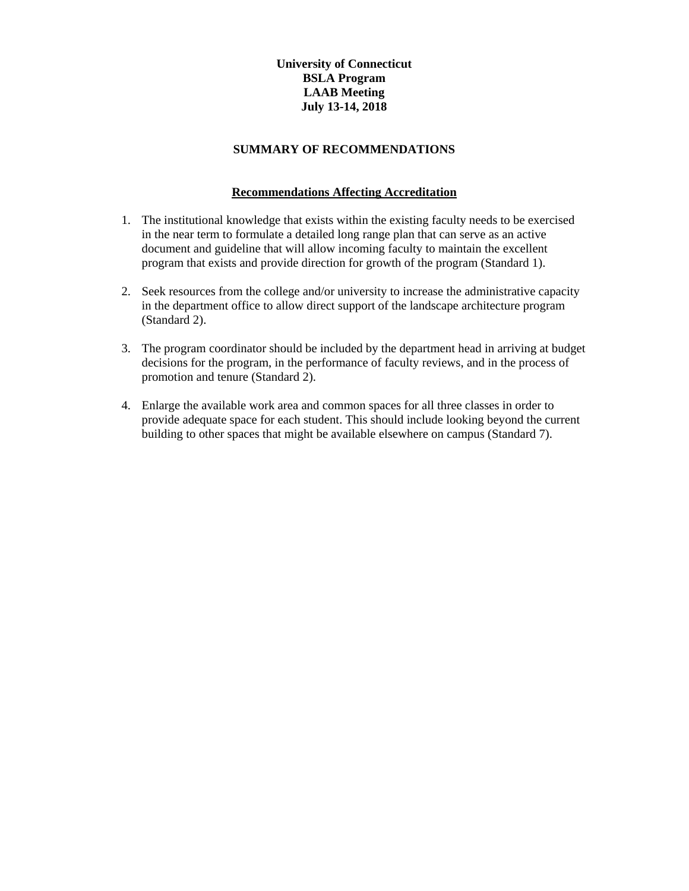**University of Connecticut**
**BSLA Program**
**LAAB Meeting**
**July 13-14, 2018**

## SUMMARY OF RECOMMENDATIONS

### Recommendations Affecting Accreditation

1. The institutional knowledge that exists within the existing faculty needs to be exercised in the near term to formulate a detailed long range plan that can serve as an active document and guideline that will allow incoming faculty to maintain the excellent program that exists and provide direction for growth of the program (Standard 1).

2. Seek resources from the college and/or university to increase the administrative capacity in the department office to allow direct support of the landscape architecture program (Standard 2).

3. The program coordinator should be included by the department head in arriving at budget decisions for the program, in the performance of faculty reviews, and in the process of promotion and tenure (Standard 2).

4. Enlarge the available work area and common spaces for all three classes in order to provide adequate space for each student. This should include looking beyond the current building to other spaces that might be available elsewhere on campus (Standard 7).